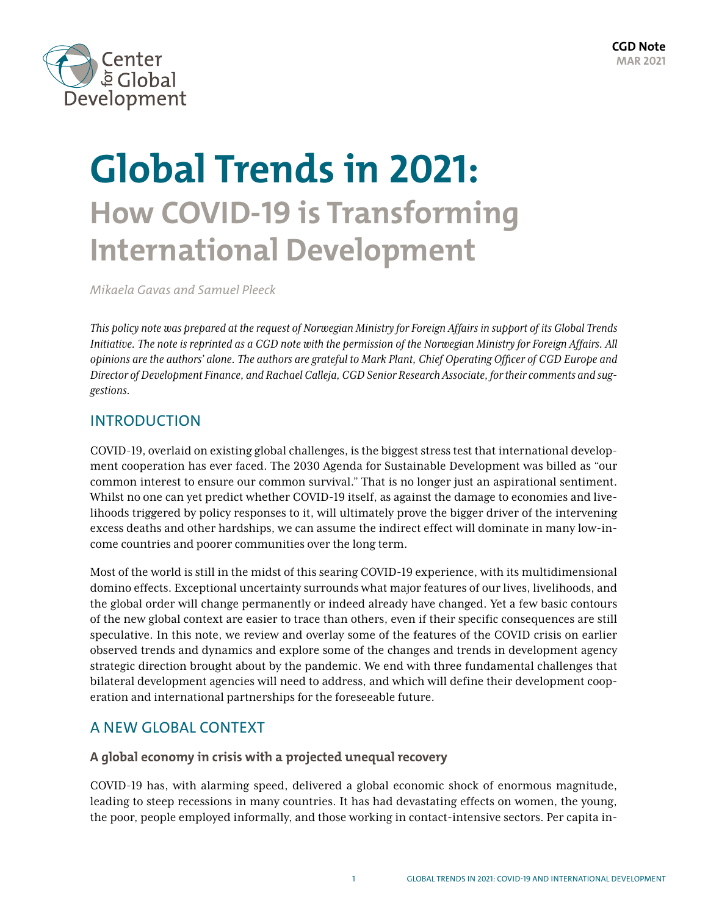CGD Note
MAR 2021

# Global Trends in 2021:
## How COVID-19 is Transforming International Development

*Mikaela Gavas and Samuel Pleeck*

*This policy note was prepared at the request of Norwegian Ministry for Foreign Affairs in support of its Global Trends Initiative. The note is reprinted as a CGD note with the permission of the Norwegian Ministry for Foreign Affairs. All opinions are the authors' alone. The authors are grateful to Mark Plant, Chief Operating Officer of CGD Europe and Director of Development Finance, and Rachael Calleja, CGD Senior Research Associate, for their comments and suggestions.*

## INTRODUCTION

COVID-19, overlaid on existing global challenges, is the biggest stress test that international development cooperation has ever faced. The 2030 Agenda for Sustainable Development was billed as "our common interest to ensure our common survival." That is no longer just an aspirational sentiment. Whilst no one can yet predict whether COVID-19 itself, as against the damage to economies and livelihoods triggered by policy responses to it, will ultimately prove the bigger driver of the intervening excess deaths and other hardships, we can assume the indirect effect will dominate in many low-income countries and poorer communities over the long term.

Most of the world is still in the midst of this searing COVID-19 experience, with its multidimensional domino effects. Exceptional uncertainty surrounds what major features of our lives, livelihoods, and the global order will change permanently or indeed already have changed. Yet a few basic contours of the new global context are easier to trace than others, even if their specific consequences are still speculative. In this note, we review and overlay some of the features of the COVID crisis on earlier observed trends and dynamics and explore some of the changes and trends in development agency strategic direction brought about by the pandemic. We end with three fundamental challenges that bilateral development agencies will need to address, and which will define their development cooperation and international partnerships for the foreseeable future.

## A NEW GLOBAL CONTEXT

### A global economy in crisis with a projected unequal recovery

COVID-19 has, with alarming speed, delivered a global economic shock of enormous magnitude, leading to steep recessions in many countries. It has had devastating effects on women, the young, the poor, people employed informally, and those working in contact-intensive sectors. Per capita in-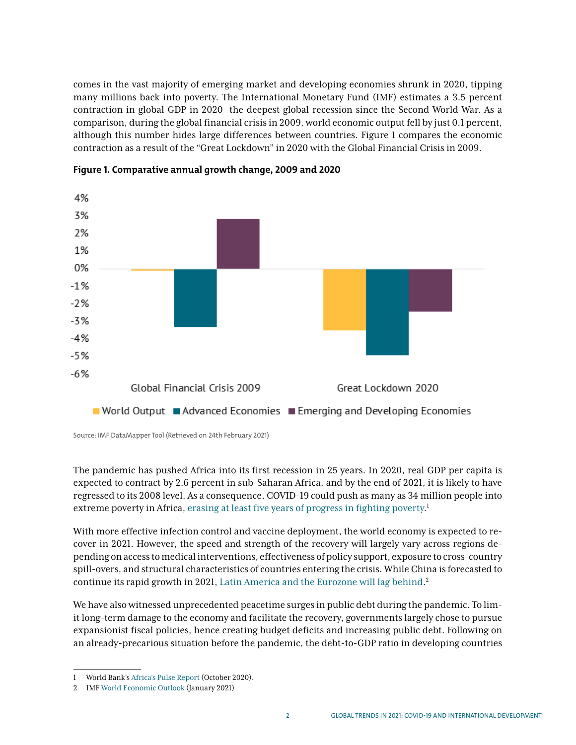comes in the vast majority of emerging market and developing economies shrunk in 2020, tipping many millions back into poverty. The International Monetary Fund (IMF) estimates a 3.5 percent contraction in global GDP in 2020—the deepest global recession since the Second World War. As a comparison, during the global financial crisis in 2009, world economic output fell by just 0.1 percent, although this number hides large differences between countries. Figure 1 compares the economic contraction as a result of the "Great Lockdown" in 2020 with the Global Financial Crisis in 2009.

**Figure 1. Comparative annual growth change, 2009 and 2020**

Source: IMF DataMapper Tool (Retrieved on 24th February 2021)

The pandemic has pushed Africa into its first recession in 25 years. In 2020, real GDP per capita is expected to contract by 2.6 percent in sub-Saharan Africa, and by the end of 2021, it is likely to have regressed to its 2008 level. As a consequence, COVID-19 could push as many as 34 million people into extreme poverty in Africa, erasing at least five years of progress in fighting poverty.[1]

With more effective infection control and vaccine deployment, the world economy is expected to recover in 2021. However, the speed and strength of the recovery will largely vary across regions depending on access to medical interventions, effectiveness of policy support, exposure to cross-country spill-overs, and structural characteristics of countries entering the crisis. While China is forecasted to continue its rapid growth in 2021, Latin America and the Eurozone will lag behind.[2]

We have also witnessed unprecedented peacetime surges in public debt during the pandemic. To limit long-term damage to the economy and facilitate the recovery, governments largely chose to pursue expansionist fiscal policies, hence creating budget deficits and increasing public debt. Following on an already-precarious situation before the pandemic, the debt-to-GDP ratio in developing countries

1 World Bank's Africa's Pulse Report (October 2020).

2 IMF World Economic Outlook (January 2021)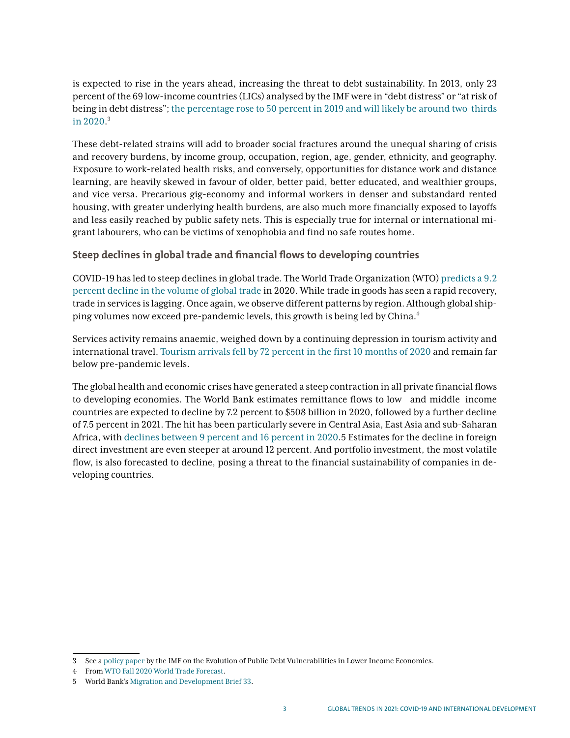is expected to rise in the years ahead, increasing the threat to debt sustainability. In 2013, only 23 percent of the 69 low-income countries (LICs) analysed by the IMF were in "debt distress" or "at risk of being in debt distress"; the percentage rose to 50 percent in 2019 and will likely be around two-thirds in 2020.[3]

These debt-related strains will add to broader social fractures around the unequal sharing of crisis and recovery burdens, by income group, occupation, region, age, gender, ethnicity, and geography. Exposure to work-related health risks, and conversely, opportunities for distance work and distance learning, are heavily skewed in favour of older, better paid, better educated, and wealthier groups, and vice versa. Precarious gig-economy and informal workers in denser and substandard rented housing, with greater underlying health burdens, are also much more financially exposed to layoffs and less easily reached by public safety nets. This is especially true for internal or international migrant labourers, who can be victims of xenophobia and find no safe routes home.

### Steep declines in global trade and financial flows to developing countries

COVID-19 has led to steep declines in global trade. The World Trade Organization (WTO) predicts a 9.2 percent decline in the volume of global trade in 2020. While trade in goods has seen a rapid recovery, trade in services is lagging. Once again, we observe different patterns by region. Although global shipping volumes now exceed pre-pandemic levels, this growth is being led by China.[4]

Services activity remains anaemic, weighed down by a continuing depression in tourism activity and international travel. Tourism arrivals fell by 72 percent in the first 10 months of 2020 and remain far below pre-pandemic levels.

The global health and economic crises have generated a steep contraction in all private financial flows to developing economies. The World Bank estimates remittance flows to low and middle income countries are expected to decline by 7.2 percent to $508 billion in 2020, followed by a further decline of 7.5 percent in 2021. The hit has been particularly severe in Central Asia, East Asia and sub-Saharan Africa, with declines between 9 percent and 16 percent in 2020.5 Estimates for the decline in foreign direct investment are even steeper at around 12 percent. And portfolio investment, the most volatile flow, is also forecasted to decline, posing a threat to the financial sustainability of companies in developing countries.

---

3 See a policy paper by the IMF on the Evolution of Public Debt Vulnerabilities in Lower Income Economies.

4 From WTO Fall 2020 World Trade Forecast.

5 World Bank's Migration and Development Brief 33.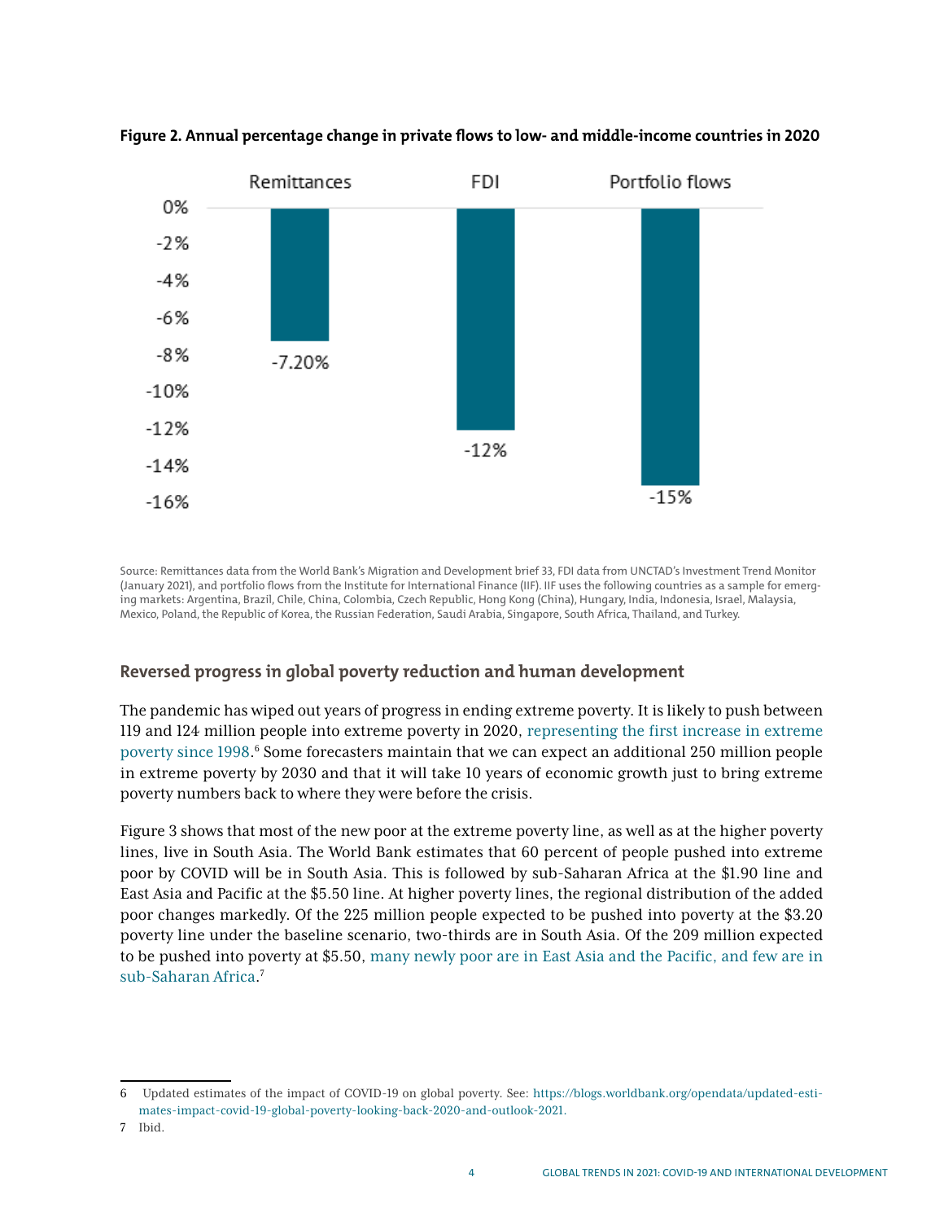**Figure 2. Annual percentage change in private flows to low- and middle-income countries in 2020**

| | Remittances | FDI | Portfolio flows |
|---|---|---|---|
| Annual % change | -7.20% | -12% | -15% |

Source: Remittances data from the World Bank's Migration and Development brief 33, FDI data from UNCTAD's Investment Trend Monitor (January 2021), and portfolio flows from the Institute for International Finance (IIF). IIF uses the following countries as a sample for emerging markets: Argentina, Brazil, Chile, China, Colombia, Czech Republic, Hong Kong (China), Hungary, India, Indonesia, Israel, Malaysia, Mexico, Poland, the Republic of Korea, the Russian Federation, Saudi Arabia, Singapore, South Africa, Thailand, and Turkey.

### Reversed progress in global poverty reduction and human development

The pandemic has wiped out years of progress in ending extreme poverty. It is likely to push between 119 and 124 million people into extreme poverty in 2020, representing the first increase in extreme poverty since 1998.[6] Some forecasters maintain that we can expect an additional 250 million people in extreme poverty by 2030 and that it will take 10 years of economic growth just to bring extreme poverty numbers back to where they were before the crisis.

Figure 3 shows that most of the new poor at the extreme poverty line, as well as at the higher poverty lines, live in South Asia. The World Bank estimates that 60 percent of people pushed into extreme poor by COVID will be in South Asia. This is followed by sub-Saharan Africa at the $1.90 line and East Asia and Pacific at the $5.50 line. At higher poverty lines, the regional distribution of the added poor changes markedly. Of the 225 million people expected to be pushed into poverty at the $3.20 poverty line under the baseline scenario, two-thirds are in South Asia. Of the 209 million expected to be pushed into poverty at $5.50, many newly poor are in East Asia and the Pacific, and few are in sub-Saharan Africa.[7]

---

6 Updated estimates of the impact of COVID-19 on global poverty. See: https://blogs.worldbank.org/opendata/updated-estimates-impact-covid-19-global-poverty-looking-back-2020-and-outlook-2021.

7 Ibid.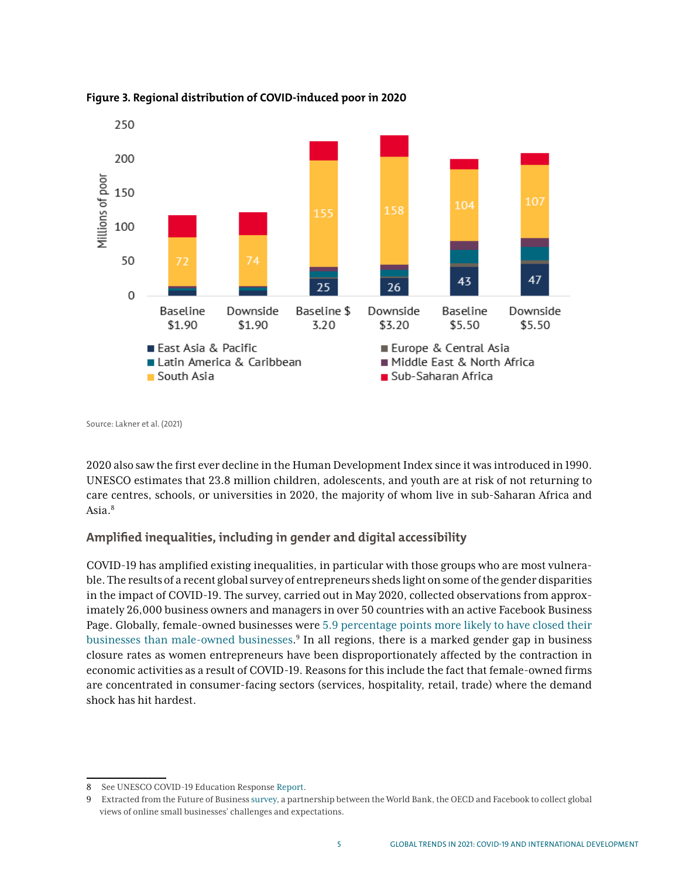**Figure 3. Regional distribution of COVID-induced poor in 2020**

Source: Lakner et al. (2021)

2020 also saw the first ever decline in the Human Development Index since it was introduced in 1990. UNESCO estimates that 23.8 million children, adolescents, and youth are at risk of not returning to care centres, schools, or universities in 2020, the majority of whom live in sub-Saharan Africa and Asia.[8]

### Amplified inequalities, including in gender and digital accessibility

COVID-19 has amplified existing inequalities, in particular with those groups who are most vulnerable. The results of a recent global survey of entrepreneurs sheds light on some of the gender disparities in the impact of COVID-19. The survey, carried out in May 2020, collected observations from approximately 26,000 business owners and managers in over 50 countries with an active Facebook Business Page. Globally, female-owned businesses were 5.9 percentage points more likely to have closed their businesses than male-owned businesses.[9] In all regions, there is a marked gender gap in business closure rates as women entrepreneurs have been disproportionately affected by the contraction in economic activities as a result of COVID-19. Reasons for this include the fact that female-owned firms are concentrated in consumer-facing sectors (services, hospitality, retail, trade) where the demand shock has hit hardest.

---

8 See UNESCO COVID-19 Education Response Report.

9 Extracted from the Future of Business survey, a partnership between the World Bank, the OECD and Facebook to collect global views of online small businesses' challenges and expectations.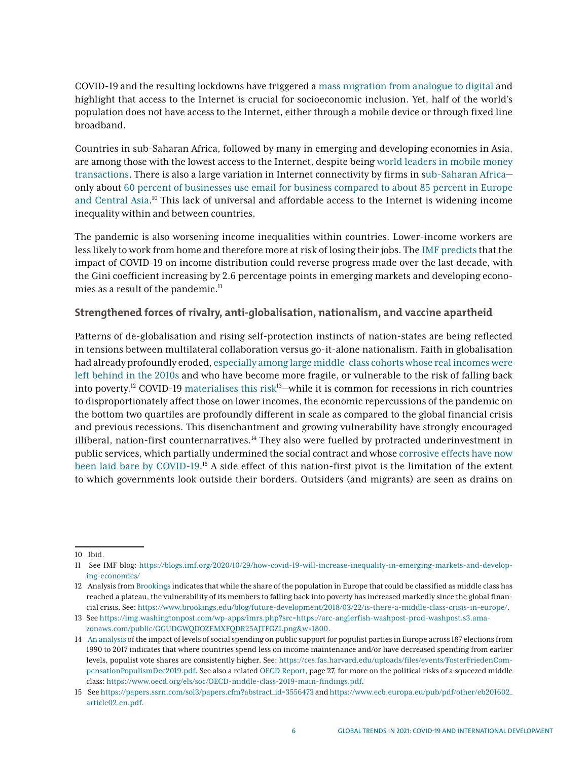COVID-19 and the resulting lockdowns have triggered a mass migration from analogue to digital and highlight that access to the Internet is crucial for socioeconomic inclusion. Yet, half of the world's population does not have access to the Internet, either through a mobile device or through fixed line broadband.

Countries in sub-Saharan Africa, followed by many in emerging and developing economies in Asia, are among those with the lowest access to the Internet, despite being world leaders in mobile money transactions. There is also a large variation in Internet connectivity by firms in sub-Saharan Africa—only about 60 percent of businesses use email for business compared to about 85 percent in Europe and Central Asia.[10] This lack of universal and affordable access to the Internet is widening income inequality within and between countries.

The pandemic is also worsening income inequalities within countries. Lower-income workers are less likely to work from home and therefore more at risk of losing their jobs. The IMF predicts that the impact of COVID-19 on income distribution could reverse progress made over the last decade, with the Gini coefficient increasing by 2.6 percentage points in emerging markets and developing economies as a result of the pandemic.[11]

### Strengthened forces of rivalry, anti-globalisation, nationalism, and vaccine apartheid

Patterns of de-globalisation and rising self-protection instincts of nation-states are being reflected in tensions between multilateral collaboration versus go-it-alone nationalism. Faith in globalisation had already profoundly eroded, especially among large middle-class cohorts whose real incomes were left behind in the 2010s and who have become more fragile, or vulnerable to the risk of falling back into poverty.[12] COVID-19 materialises this risk[13]—while it is common for recessions in rich countries to disproportionately affect those on lower incomes, the economic repercussions of the pandemic on the bottom two quartiles are profoundly different in scale as compared to the global financial crisis and previous recessions. This disenchantment and growing vulnerability have strongly encouraged illiberal, nation-first counternarratives.[14] They also were fuelled by protracted underinvestment in public services, which partially undermined the social contract and whose corrosive effects have now been laid bare by COVID-19.[15] A side effect of this nation-first pivot is the limitation of the extent to which governments look outside their borders. Outsiders (and migrants) are seen as drains on

---

10 Ibid.

11 See IMF blog: https://blogs.imf.org/2020/10/29/how-covid-19-will-increase-inequality-in-emerging-markets-and-developing-economies/

12 Analysis from Brookings indicates that while the share of the population in Europe that could be classified as middle class has reached a plateau, the vulnerability of its members to falling back into poverty has increased markedly since the global financial crisis. See: https://www.brookings.edu/blog/future-development/2018/03/22/is-there-a-middle-class-crisis-in-europe/.

13 See https://img.washingtonpost.com/wp-apps/imrs.php?src=https://arc-anglerfish-washpost-prod-washpost.s3.amazonaws.com/public/GGUDGWQDOZEMXFQDR25AJTFGZI.png&w=1800.

14 An analysis of the impact of levels of social spending on public support for populist parties in Europe across 187 elections from 1990 to 2017 indicates that where countries spend less on income maintenance and/or have decreased spending from earlier levels, populist vote shares are consistently higher. See: https://ces.fas.harvard.edu/uploads/files/events/FosterFriedenCompensationPopulismDec2019.pdf. See also a related OECD Report, page 27, for more on the political risks of a squeezed middle class: https://www.oecd.org/els/soc/OECD-middle-class-2019-main-findings.pdf.

15 See https://papers.ssrn.com/sol3/papers.cfm?abstract_id=3556473 and https://www.ecb.europa.eu/pub/pdf/other/eb201602_article02.en.pdf.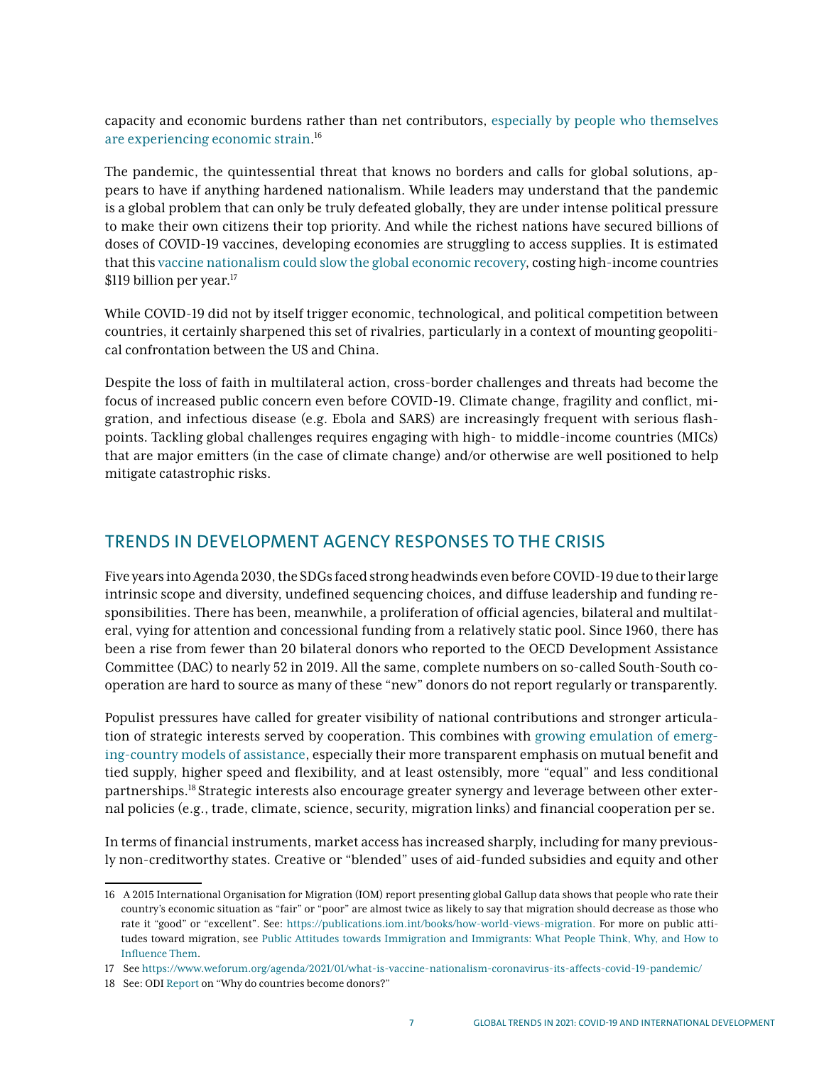capacity and economic burdens rather than net contributors, especially by people who themselves are experiencing economic strain.[16]

The pandemic, the quintessential threat that knows no borders and calls for global solutions, appears to have if anything hardened nationalism. While leaders may understand that the pandemic is a global problem that can only be truly defeated globally, they are under intense political pressure to make their own citizens their top priority. And while the richest nations have secured billions of doses of COVID-19 vaccines, developing economies are struggling to access supplies. It is estimated that this vaccine nationalism could slow the global economic recovery, costing high-income countries $119 billion per year.[17]

While COVID-19 did not by itself trigger economic, technological, and political competition between countries, it certainly sharpened this set of rivalries, particularly in a context of mounting geopolitical confrontation between the US and China.

Despite the loss of faith in multilateral action, cross-border challenges and threats had become the focus of increased public concern even before COVID-19. Climate change, fragility and conflict, migration, and infectious disease (e.g. Ebola and SARS) are increasingly frequent with serious flashpoints. Tackling global challenges requires engaging with high- to middle-income countries (MICs) that are major emitters (in the case of climate change) and/or otherwise are well positioned to help mitigate catastrophic risks.

## TRENDS IN DEVELOPMENT AGENCY RESPONSES TO THE CRISIS

Five years into Agenda 2030, the SDGs faced strong headwinds even before COVID-19 due to their large intrinsic scope and diversity, undefined sequencing choices, and diffuse leadership and funding responsibilities. There has been, meanwhile, a proliferation of official agencies, bilateral and multilateral, vying for attention and concessional funding from a relatively static pool. Since 1960, there has been a rise from fewer than 20 bilateral donors who reported to the OECD Development Assistance Committee (DAC) to nearly 52 in 2019. All the same, complete numbers on so-called South-South cooperation are hard to source as many of these "new" donors do not report regularly or transparently.

Populist pressures have called for greater visibility of national contributions and stronger articulation of strategic interests served by cooperation. This combines with growing emulation of emerging-country models of assistance, especially their more transparent emphasis on mutual benefit and tied supply, higher speed and flexibility, and at least ostensibly, more "equal" and less conditional partnerships.[18] Strategic interests also encourage greater synergy and leverage between other external policies (e.g., trade, climate, science, security, migration links) and financial cooperation per se.

In terms of financial instruments, market access has increased sharply, including for many previously non-creditworthy states. Creative or "blended" uses of aid-funded subsidies and equity and other

---

16 A 2015 International Organisation for Migration (IOM) report presenting global Gallup data shows that people who rate their country's economic situation as "fair" or "poor" are almost twice as likely to say that migration should decrease as those who rate it "good" or "excellent". See: https://publications.iom.int/books/how-world-views-migration. For more on public attitudes toward migration, see Public Attitudes towards Immigration and Immigrants: What People Think, Why, and How to Influence Them.

17 See https://www.weforum.org/agenda/2021/01/what-is-vaccine-nationalism-coronavirus-its-affects-covid-19-pandemic/

18 See: ODI Report on "Why do countries become donors?"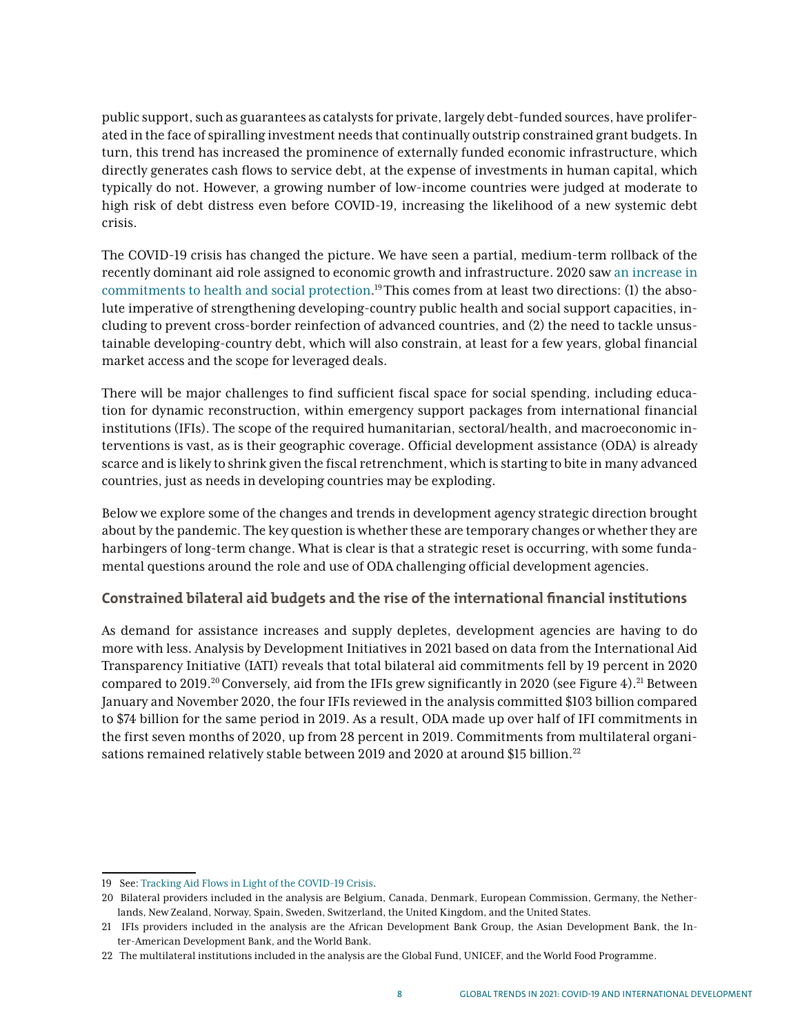public support, such as guarantees as catalysts for private, largely debt-funded sources, have proliferated in the face of spiralling investment needs that continually outstrip constrained grant budgets. In turn, this trend has increased the prominence of externally funded economic infrastructure, which directly generates cash flows to service debt, at the expense of investments in human capital, which typically do not. However, a growing number of low-income countries were judged at moderate to high risk of debt distress even before COVID-19, increasing the likelihood of a new systemic debt crisis.

The COVID-19 crisis has changed the picture. We have seen a partial, medium-term rollback of the recently dominant aid role assigned to economic growth and infrastructure. 2020 saw an increase in commitments to health and social protection.[19] This comes from at least two directions: (1) the absolute imperative of strengthening developing-country public health and social support capacities, including to prevent cross-border reinfection of advanced countries, and (2) the need to tackle unsustainable developing-country debt, which will also constrain, at least for a few years, global financial market access and the scope for leveraged deals.

There will be major challenges to find sufficient fiscal space for social spending, including education for dynamic reconstruction, within emergency support packages from international financial institutions (IFIs). The scope of the required humanitarian, sectoral/health, and macroeconomic interventions is vast, as is their geographic coverage. Official development assistance (ODA) is already scarce and is likely to shrink given the fiscal retrenchment, which is starting to bite in many advanced countries, just as needs in developing countries may be exploding.

Below we explore some of the changes and trends in development agency strategic direction brought about by the pandemic. The key question is whether these are temporary changes or whether they are harbingers of long-term change. What is clear is that a strategic reset is occurring, with some fundamental questions around the role and use of ODA challenging official development agencies.

### Constrained bilateral aid budgets and the rise of the international financial institutions

As demand for assistance increases and supply depletes, development agencies are having to do more with less. Analysis by Development Initiatives in 2021 based on data from the International Aid Transparency Initiative (IATI) reveals that total bilateral aid commitments fell by 19 percent in 2020 compared to 2019.[20] Conversely, aid from the IFIs grew significantly in 2020 (see Figure 4).[21] Between January and November 2020, the four IFIs reviewed in the analysis committed $103 billion compared to $74 billion for the same period in 2019. As a result, ODA made up over half of IFI commitments in the first seven months of 2020, up from 28 percent in 2019. Commitments from multilateral organisations remained relatively stable between 2019 and 2020 at around $15 billion.[22]

---

19 See: Tracking Aid Flows in Light of the COVID-19 Crisis.

20 Bilateral providers included in the analysis are Belgium, Canada, Denmark, European Commission, Germany, the Netherlands, New Zealand, Norway, Spain, Sweden, Switzerland, the United Kingdom, and the United States.

21 IFIs providers included in the analysis are the African Development Bank Group, the Asian Development Bank, the Inter-American Development Bank, and the World Bank.

22 The multilateral institutions included in the analysis are the Global Fund, UNICEF, and the World Food Programme.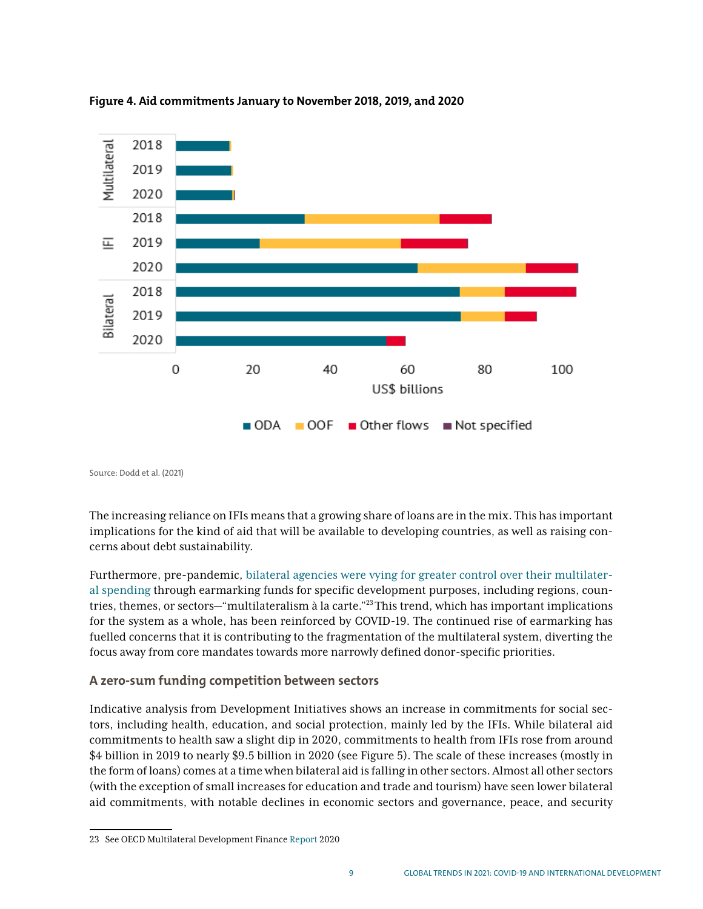**Figure 4. Aid commitments January to November 2018, 2019, and 2020**

Source: Dodd et al. (2021)

The increasing reliance on IFIs means that a growing share of loans are in the mix. This has important implications for the kind of aid that will be available to developing countries, as well as raising concerns about debt sustainability.

Furthermore, pre-pandemic, bilateral agencies were vying for greater control over their multilateral spending through earmarking funds for specific development purposes, including regions, countries, themes, or sectors—"multilateralism à la carte."[23] This trend, which has important implications for the system as a whole, has been reinforced by COVID-19. The continued rise of earmarking has fuelled concerns that it is contributing to the fragmentation of the multilateral system, diverting the focus away from core mandates towards more narrowly defined donor-specific priorities.

### A zero-sum funding competition between sectors

Indicative analysis from Development Initiatives shows an increase in commitments for social sectors, including health, education, and social protection, mainly led by the IFIs. While bilateral aid commitments to health saw a slight dip in 2020, commitments to health from IFIs rose from around $4 billion in 2019 to nearly $9.5 billion in 2020 (see Figure 5). The scale of these increases (mostly in the form of loans) comes at a time when bilateral aid is falling in other sectors. Almost all other sectors (with the exception of small increases for education and trade and tourism) have seen lower bilateral aid commitments, with notable declines in economic sectors and governance, peace, and security

23 See OECD Multilateral Development Finance Report 2020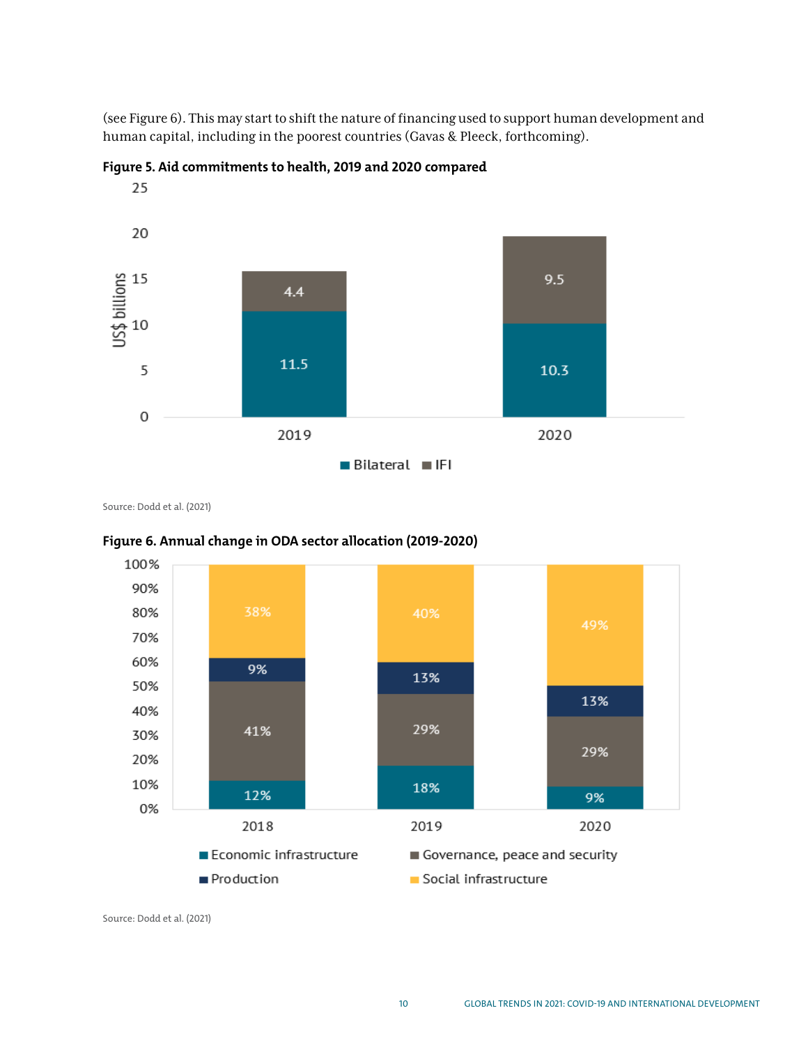(see Figure 6). This may start to shift the nature of financing used to support human development and human capital, including in the poorest countries (Gavas & Pleeck, forthcoming).

**Figure 5. Aid commitments to health, 2019 and 2020 compared**

| US$ billions | Bilateral | IFI |
|---|---|---|
| 2019 | 11.5 | 4.4 |
| 2020 | 10.3 | 9.5 |

Source: Dodd et al. (2021)

**Figure 6. Annual change in ODA sector allocation (2019-2020)**

| | Economic infrastructure | Governance, peace and security | Production | Social infrastructure |
|---|---|---|---|---|
| 2018 | 12% | 41% | 9% | 38% |
| 2019 | 18% | 29% | 13% | 40% |
| 2020 | 9% | 29% | 13% | 49% |

Source: Dodd et al. (2021)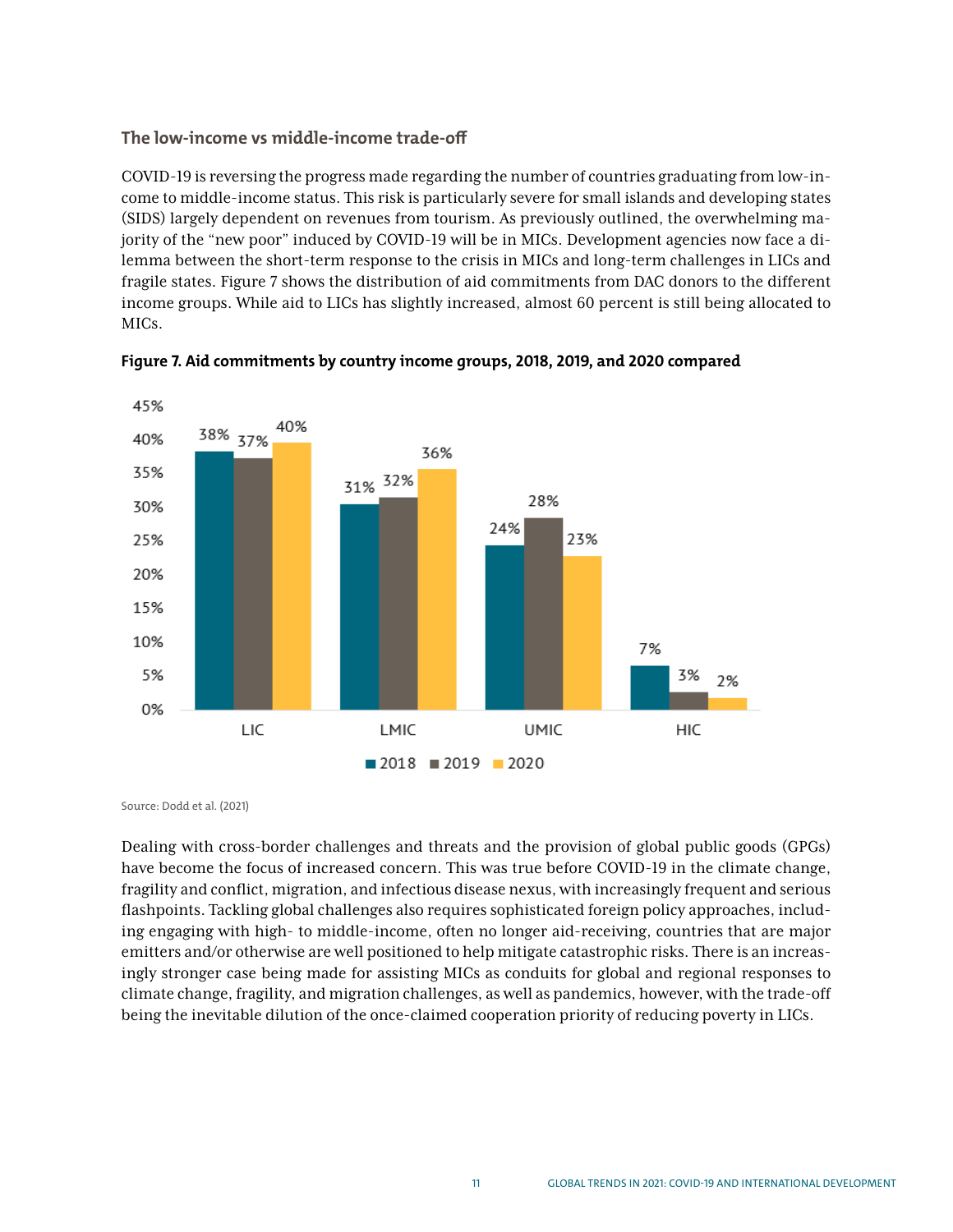### The low-income vs middle-income trade-off

COVID-19 is reversing the progress made regarding the number of countries graduating from low-income to middle-income status. This risk is particularly severe for small islands and developing states (SIDS) largely dependent on revenues from tourism. As previously outlined, the overwhelming majority of the "new poor" induced by COVID-19 will be in MICs. Development agencies now face a dilemma between the short-term response to the crisis in MICs and long-term challenges in LICs and fragile states. Figure 7 shows the distribution of aid commitments from DAC donors to the different income groups. While aid to LICs has slightly increased, almost 60 percent is still being allocated to MICs.

**Figure 7. Aid commitments by country income groups, 2018, 2019, and 2020 compared**

| | 2018 | 2019 | 2020 |
|---|---|---|---|
| LIC | 38% | 37% | 40% |
| LMIC | 31% | 32% | 36% |
| UMIC | 24% | 28% | 23% |
| HIC | 7% | 3% | 2% |

Source: Dodd et al. (2021)

Dealing with cross-border challenges and threats and the provision of global public goods (GPGs) have become the focus of increased concern. This was true before COVID-19 in the climate change, fragility and conflict, migration, and infectious disease nexus, with increasingly frequent and serious flashpoints. Tackling global challenges also requires sophisticated foreign policy approaches, including engaging with high- to middle-income, often no longer aid-receiving, countries that are major emitters and/or otherwise are well positioned to help mitigate catastrophic risks. There is an increasingly stronger case being made for assisting MICs as conduits for global and regional responses to climate change, fragility, and migration challenges, as well as pandemics, however, with the trade-off being the inevitable dilution of the once-claimed cooperation priority of reducing poverty in LICs.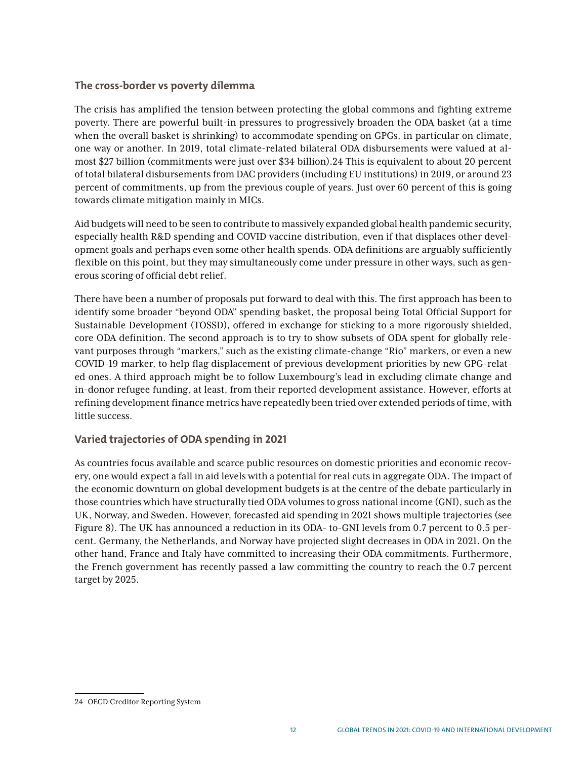## The cross-border vs poverty dilemma

The crisis has amplified the tension between protecting the global commons and fighting extreme poverty. There are powerful built-in pressures to progressively broaden the ODA basket (at a time when the overall basket is shrinking) to accommodate spending on GPGs, in particular on climate, one way or another. In 2019, total climate-related bilateral ODA disbursements were valued at almost $27 billion (commitments were just over $34 billion).[24] This is equivalent to about 20 percent of total bilateral disbursements from DAC providers (including EU institutions) in 2019, or around 23 percent of commitments, up from the previous couple of years. Just over 60 percent of this is going towards climate mitigation mainly in MICs.

Aid budgets will need to be seen to contribute to massively expanded global health pandemic security, especially health R&D spending and COVID vaccine distribution, even if that displaces other development goals and perhaps even some other health spends. ODA definitions are arguably sufficiently flexible on this point, but they may simultaneously come under pressure in other ways, such as generous scoring of official debt relief.

There have been a number of proposals put forward to deal with this. The first approach has been to identify some broader "beyond ODA" spending basket, the proposal being Total Official Support for Sustainable Development (TOSSD), offered in exchange for sticking to a more rigorously shielded, core ODA definition. The second approach is to try to show subsets of ODA spent for globally relevant purposes through "markers," such as the existing climate-change "Rio" markers, or even a new COVID-19 marker, to help flag displacement of previous development priorities by new GPG-related ones. A third approach might be to follow Luxembourg's lead in excluding climate change and in-donor refugee funding, at least, from their reported development assistance. However, efforts at refining development finance metrics have repeatedly been tried over extended periods of time, with little success.

## Varied trajectories of ODA spending in 2021

As countries focus available and scarce public resources on domestic priorities and economic recovery, one would expect a fall in aid levels with a potential for real cuts in aggregate ODA. The impact of the economic downturn on global development budgets is at the centre of the debate particularly in those countries which have structurally tied ODA volumes to gross national income (GNI), such as the UK, Norway, and Sweden. However, forecasted aid spending in 2021 shows multiple trajectories (see Figure 8). The UK has announced a reduction in its ODA- to-GNI levels from 0.7 percent to 0.5 percent. Germany, the Netherlands, and Norway have projected slight decreases in ODA in 2021. On the other hand, France and Italy have committed to increasing their ODA commitments. Furthermore, the French government has recently passed a law committing the country to reach the 0.7 percent target by 2025.

---

24 OECD Creditor Reporting System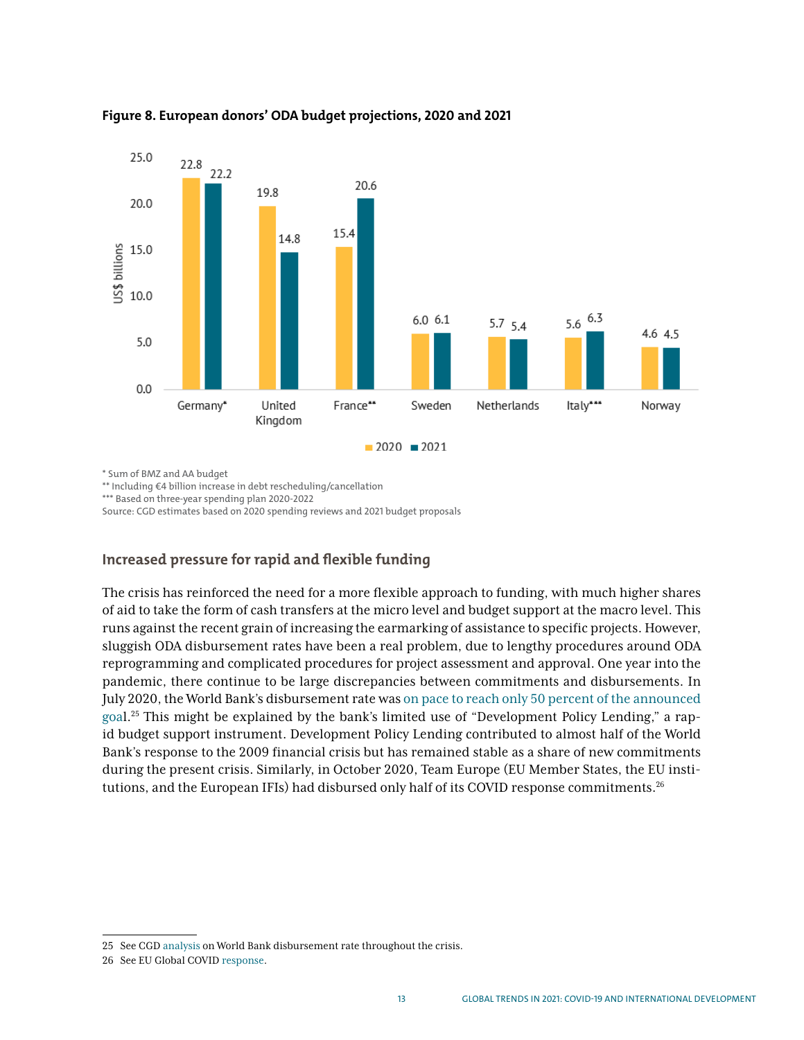**Figure 8. European donors' ODA budget projections, 2020 and 2021**

| US$ billions | 2020 | 2021 |
|---|---|---|
| Germany* | 22.8 | 22.2 |
| United Kingdom | 19.8 | 14.8 |
| France** | 15.4 | 20.6 |
| Sweden | 6.0 | 6.1 |
| Netherlands | 5.7 | 5.4 |
| Italy*** | 5.6 | 6.3 |
| Norway | 4.6 | 4.5 |

* Sum of BMZ and AA budget
** Including €4 billion increase in debt rescheduling/cancellation
*** Based on three-year spending plan 2020-2022
Source: CGD estimates based on 2020 spending reviews and 2021 budget proposals

## Increased pressure for rapid and flexible funding

The crisis has reinforced the need for a more flexible approach to funding, with much higher shares of aid to take the form of cash transfers at the micro level and budget support at the macro level. This runs against the recent grain of increasing the earmarking of assistance to specific projects. However, sluggish ODA disbursement rates have been a real problem, due to lengthy procedures around ODA reprogramming and complicated procedures for project assessment and approval. One year into the pandemic, there continue to be large discrepancies between commitments and disbursements. In July 2020, the World Bank's disbursement rate was on pace to reach only 50 percent of the announced goal.[25] This might be explained by the bank's limited use of "Development Policy Lending," a rapid budget support instrument. Development Policy Lending contributed to almost half of the World Bank's response to the 2009 financial crisis but has remained stable as a share of new commitments during the present crisis. Similarly, in October 2020, Team Europe (EU Member States, the EU institutions, and the European IFIs) had disbursed only half of its COVID response commitments.[26]

25 See CGD analysis on World Bank disbursement rate throughout the crisis.
26 See EU Global COVID response.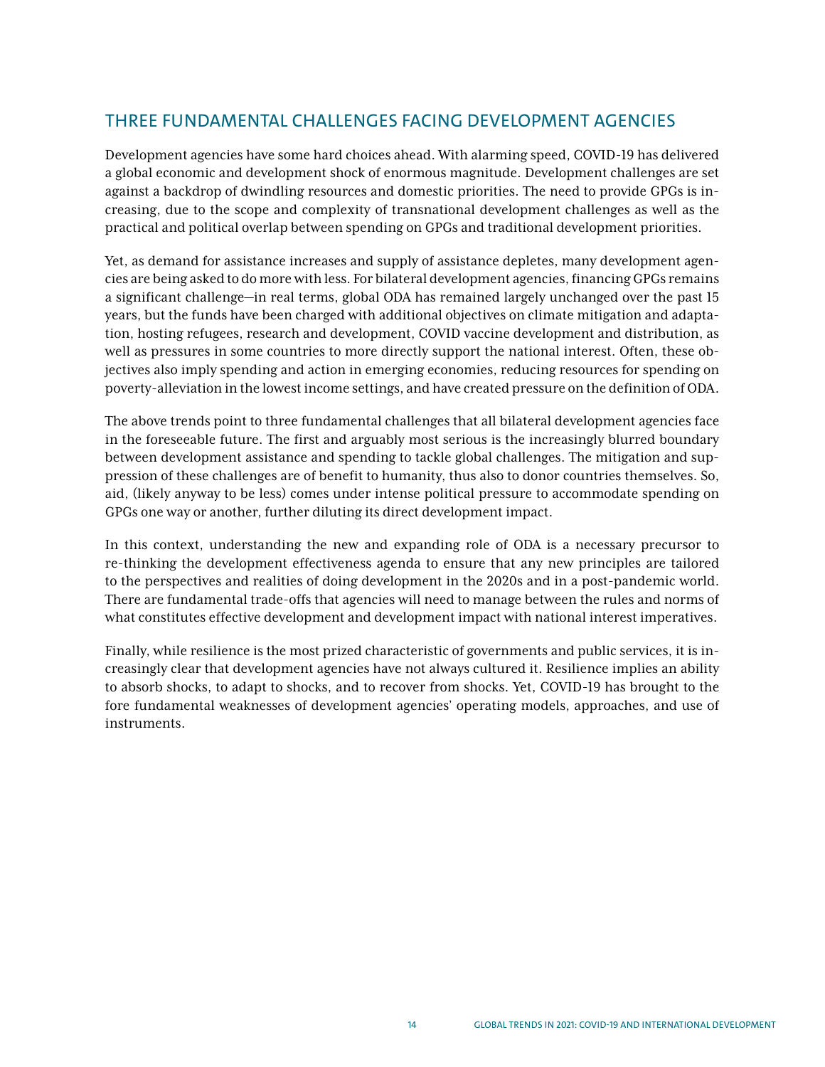## THREE FUNDAMENTAL CHALLENGES FACING DEVELOPMENT AGENCIES

Development agencies have some hard choices ahead. With alarming speed, COVID-19 has delivered a global economic and development shock of enormous magnitude. Development challenges are set against a backdrop of dwindling resources and domestic priorities. The need to provide GPGs is increasing, due to the scope and complexity of transnational development challenges as well as the practical and political overlap between spending on GPGs and traditional development priorities.

Yet, as demand for assistance increases and supply of assistance depletes, many development agencies are being asked to do more with less. For bilateral development agencies, financing GPGs remains a significant challenge—in real terms, global ODA has remained largely unchanged over the past 15 years, but the funds have been charged with additional objectives on climate mitigation and adaptation, hosting refugees, research and development, COVID vaccine development and distribution, as well as pressures in some countries to more directly support the national interest. Often, these objectives also imply spending and action in emerging economies, reducing resources for spending on poverty-alleviation in the lowest income settings, and have created pressure on the definition of ODA.

The above trends point to three fundamental challenges that all bilateral development agencies face in the foreseeable future. The first and arguably most serious is the increasingly blurred boundary between development assistance and spending to tackle global challenges. The mitigation and suppression of these challenges are of benefit to humanity, thus also to donor countries themselves. So, aid, (likely anyway to be less) comes under intense political pressure to accommodate spending on GPGs one way or another, further diluting its direct development impact.

In this context, understanding the new and expanding role of ODA is a necessary precursor to re-thinking the development effectiveness agenda to ensure that any new principles are tailored to the perspectives and realities of doing development in the 2020s and in a post-pandemic world. There are fundamental trade-offs that agencies will need to manage between the rules and norms of what constitutes effective development and development impact with national interest imperatives.

Finally, while resilience is the most prized characteristic of governments and public services, it is increasingly clear that development agencies have not always cultured it. Resilience implies an ability to absorb shocks, to adapt to shocks, and to recover from shocks. Yet, COVID-19 has brought to the fore fundamental weaknesses of development agencies' operating models, approaches, and use of instruments.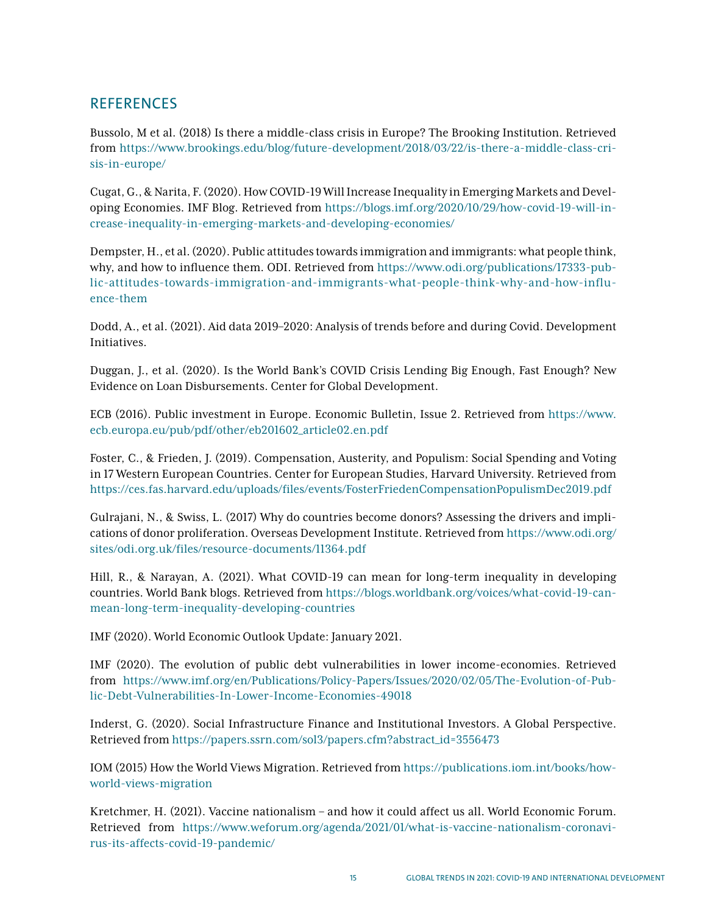## REFERENCES

Bussolo, M et al. (2018) Is there a middle-class crisis in Europe? The Brooking Institution. Retrieved from https://www.brookings.edu/blog/future-development/2018/03/22/is-there-a-middle-class-crisis-in-europe/

Cugat, G., & Narita, F. (2020). How COVID-19 Will Increase Inequality in Emerging Markets and Developing Economies. IMF Blog. Retrieved from https://blogs.imf.org/2020/10/29/how-covid-19-will-increase-inequality-in-emerging-markets-and-developing-economies/

Dempster, H., et al. (2020). Public attitudes towards immigration and immigrants: what people think, why, and how to influence them. ODI. Retrieved from https://www.odi.org/publications/17333-public-attitudes-towards-immigration-and-immigrants-what-people-think-why-and-how-influence-them

Dodd, A., et al. (2021). Aid data 2019–2020: Analysis of trends before and during Covid. Development Initiatives.

Duggan, J., et al. (2020). Is the World Bank's COVID Crisis Lending Big Enough, Fast Enough? New Evidence on Loan Disbursements. Center for Global Development.

ECB (2016). Public investment in Europe. Economic Bulletin, Issue 2. Retrieved from https://www.ecb.europa.eu/pub/pdf/other/eb201602_article02.en.pdf

Foster, C., & Frieden, J. (2019). Compensation, Austerity, and Populism: Social Spending and Voting in 17 Western European Countries. Center for European Studies, Harvard University. Retrieved from https://ces.fas.harvard.edu/uploads/files/events/FosterFriedenCompensationPopulismDec2019.pdf

Gulrajani, N., & Swiss, L. (2017) Why do countries become donors? Assessing the drivers and implications of donor proliferation. Overseas Development Institute. Retrieved from https://www.odi.org/sites/odi.org.uk/files/resource-documents/11364.pdf

Hill, R., & Narayan, A. (2021). What COVID-19 can mean for long-term inequality in developing countries. World Bank blogs. Retrieved from https://blogs.worldbank.org/voices/what-covid-19-can-mean-long-term-inequality-developing-countries

IMF (2020). World Economic Outlook Update: January 2021.

IMF (2020). The evolution of public debt vulnerabilities in lower income-economies. Retrieved from https://www.imf.org/en/Publications/Policy-Papers/Issues/2020/02/05/The-Evolution-of-Public-Debt-Vulnerabilities-In-Lower-Income-Economies-49018

Inderst, G. (2020). Social Infrastructure Finance and Institutional Investors. A Global Perspective. Retrieved from https://papers.ssrn.com/sol3/papers.cfm?abstract_id=3556473

IOM (2015) How the World Views Migration. Retrieved from https://publications.iom.int/books/how-world-views-migration

Kretchmer, H. (2021). Vaccine nationalism – and how it could affect us all. World Economic Forum. Retrieved from https://www.weforum.org/agenda/2021/01/what-is-vaccine-nationalism-coronavirus-its-affects-covid-19-pandemic/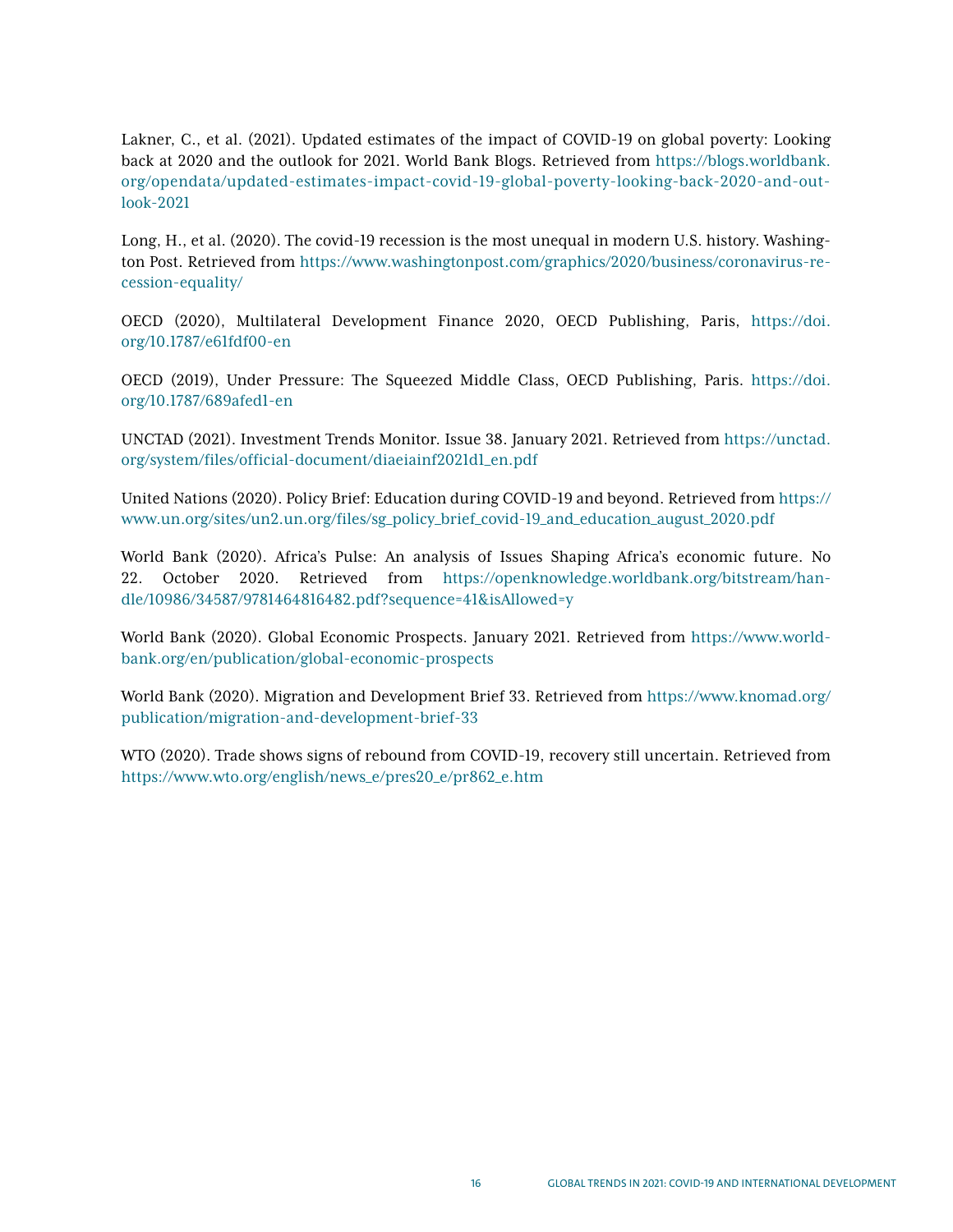Lakner, C., et al. (2021). Updated estimates of the impact of COVID-19 on global poverty: Looking back at 2020 and the outlook for 2021. World Bank Blogs. Retrieved from https://blogs.worldbank.org/opendata/updated-estimates-impact-covid-19-global-poverty-looking-back-2020-and-outlook-2021

Long, H., et al. (2020). The covid-19 recession is the most unequal in modern U.S. history. Washington Post. Retrieved from https://www.washingtonpost.com/graphics/2020/business/coronavirus-recession-equality/

OECD (2020), Multilateral Development Finance 2020, OECD Publishing, Paris, https://doi.org/10.1787/e61fdf00-en

OECD (2019), Under Pressure: The Squeezed Middle Class, OECD Publishing, Paris. https://doi.org/10.1787/689afed1-en

UNCTAD (2021). Investment Trends Monitor. Issue 38. January 2021. Retrieved from https://unctad.org/system/files/official-document/diaeiainf2021d1_en.pdf

United Nations (2020). Policy Brief: Education during COVID-19 and beyond. Retrieved from https://www.un.org/sites/un2.un.org/files/sg_policy_brief_covid-19_and_education_august_2020.pdf

World Bank (2020). Africa's Pulse: An analysis of Issues Shaping Africa's economic future. No 22. October 2020. Retrieved from https://openknowledge.worldbank.org/bitstream/handle/10986/34587/9781464816482.pdf?sequence=41&isAllowed=y

World Bank (2020). Global Economic Prospects. January 2021. Retrieved from https://www.worldbank.org/en/publication/global-economic-prospects

World Bank (2020). Migration and Development Brief 33. Retrieved from https://www.knomad.org/publication/migration-and-development-brief-33

WTO (2020). Trade shows signs of rebound from COVID-19, recovery still uncertain. Retrieved from https://www.wto.org/english/news_e/pres20_e/pr862_e.htm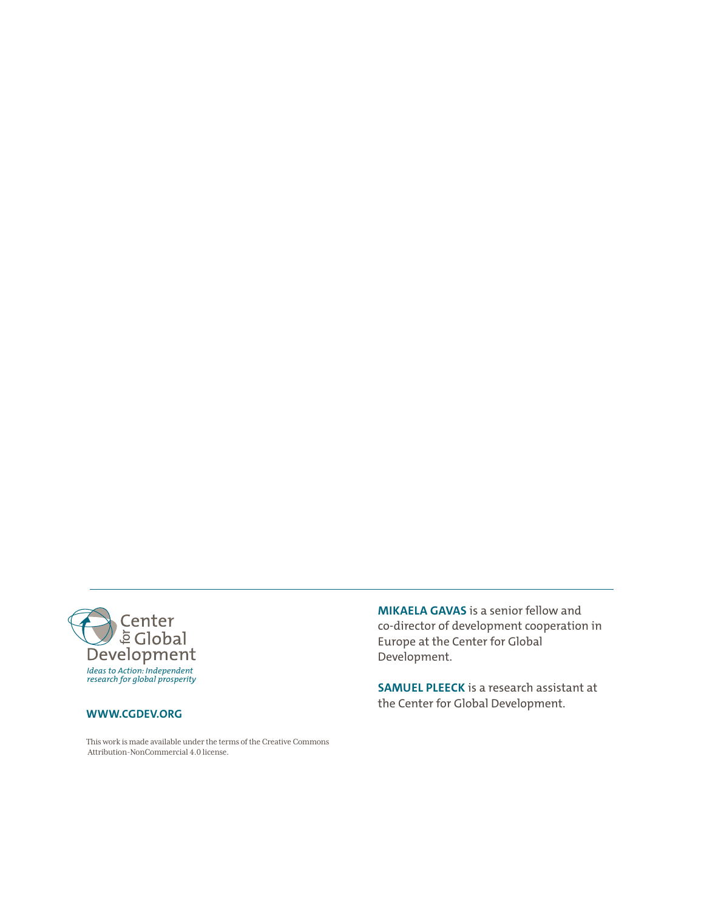Center for Global Development

*Ideas to Action: Independent research for global prosperity*

**WWW.CGDEV.ORG**

This work is made available under the terms of the Creative Commons Attribution-NonCommercial 4.0 license.

**MIKAELA GAVAS** is a senior fellow and co-director of development cooperation in Europe at the Center for Global Development.

**SAMUEL PLEECK** is a research assistant at the Center for Global Development.